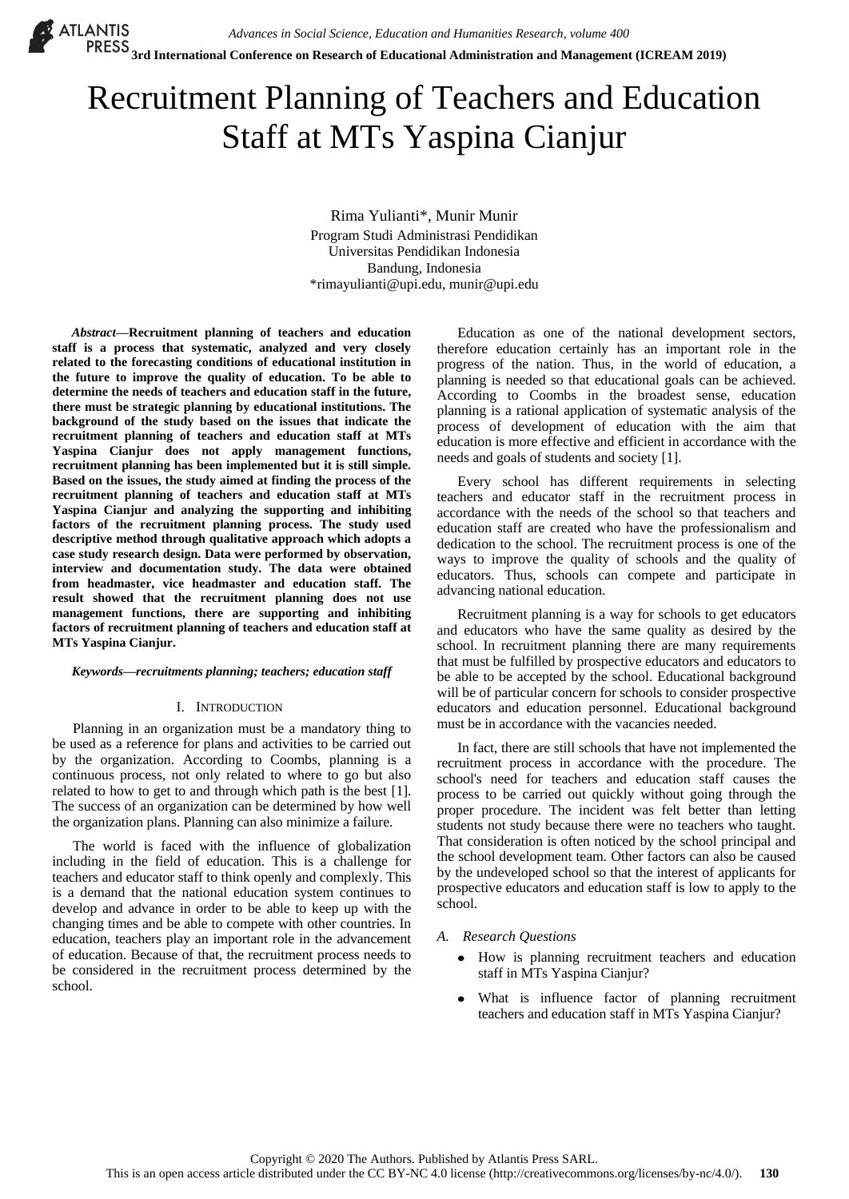# Recruitment Planning of Teachers and Education Staff at MTs Yaspina Cianjur

Rima Yulianti*, Munir Munir
Program Studi Administrasi Pendidikan
Universitas Pendidikan Indonesia
Bandung, Indonesia
*rimayulianti@upi.edu, munir@upi.edu

***Abstract*—Recruitment planning of teachers and education staff is a process that systematic, analyzed and very closely related to the forecasting conditions of educational institution in the future to improve the quality of education. To be able to determine the needs of teachers and education staff in the future, there must be strategic planning by educational institutions. The background of the study based on the issues that indicate the recruitment planning of teachers and education staff at MTs Yaspina Cianjur does not apply management functions, recruitment planning has been implemented but it is still simple. Based on the issues, the study aimed at finding the process of the recruitment planning of teachers and education staff at MTs Yaspina Cianjur and analyzing the supporting and inhibiting factors of the recruitment planning process. The study used descriptive method through qualitative approach which adopts a case study research design. Data were performed by observation, interview and documentation study. The data were obtained from headmaster, vice headmaster and education staff. The result showed that the recruitment planning does not use management functions, there are supporting and inhibiting factors of recruitment planning of teachers and education staff at MTs Yaspina Cianjur.**

***Keywords*—*recruitments planning; teachers; education staff***

## I. Introduction

Planning in an organization must be a mandatory thing to be used as a reference for plans and activities to be carried out by the organization. According to Coombs, planning is a continuous process, not only related to where to go but also related to how to get to and through which path is the best [1]. The success of an organization can be determined by how well the organization plans. Planning can also minimize a failure.

The world is faced with the influence of globalization including in the field of education. This is a challenge for teachers and educator staff to think openly and complexly. This is a demand that the national education system continues to develop and advance in order to be able to keep up with the changing times and be able to compete with other countries. In education, teachers play an important role in the advancement of education. Because of that, the recruitment process needs to be considered in the recruitment process determined by the school.

Education as one of the national development sectors, therefore education certainly has an important role in the progress of the nation. Thus, in the world of education, a planning is needed so that educational goals can be achieved. According to Coombs in the broadest sense, education planning is a rational application of systematic analysis of the process of development of education with the aim that education is more effective and efficient in accordance with the needs and goals of students and society [1].

Every school has different requirements in selecting teachers and educator staff in the recruitment process in accordance with the needs of the school so that teachers and education staff are created who have the professionalism and dedication to the school. The recruitment process is one of the ways to improve the quality of schools and the quality of educators. Thus, schools can compete and participate in advancing national education.

Recruitment planning is a way for schools to get educators and educators who have the same quality as desired by the school. In recruitment planning there are many requirements that must be fulfilled by prospective educators and educators to be able to be accepted by the school. Educational background will be of particular concern for schools to consider prospective educators and education personnel. Educational background must be in accordance with the vacancies needed.

In fact, there are still schools that have not implemented the recruitment process in accordance with the procedure. The school's need for teachers and education staff causes the process to be carried out quickly without going through the proper procedure. The incident was felt better than letting students not study because there were no teachers who taught. That consideration is often noticed by the school principal and the school development team. Other factors can also be caused by the undeveloped school so that the interest of applicants for prospective educators and education staff is low to apply to the school.

### *A. Research Questions*

- How is planning recruitment teachers and education staff in MTs Yaspina Cianjur?
- What is influence factor of planning recruitment teachers and education staff in MTs Yaspina Cianjur?

Copyright © 2020 The Authors. Published by Atlantis Press SARL.
This is an open access article distributed under the CC BY-NC 4.0 license (http://creativecommons.org/licenses/by-nc/4.0/).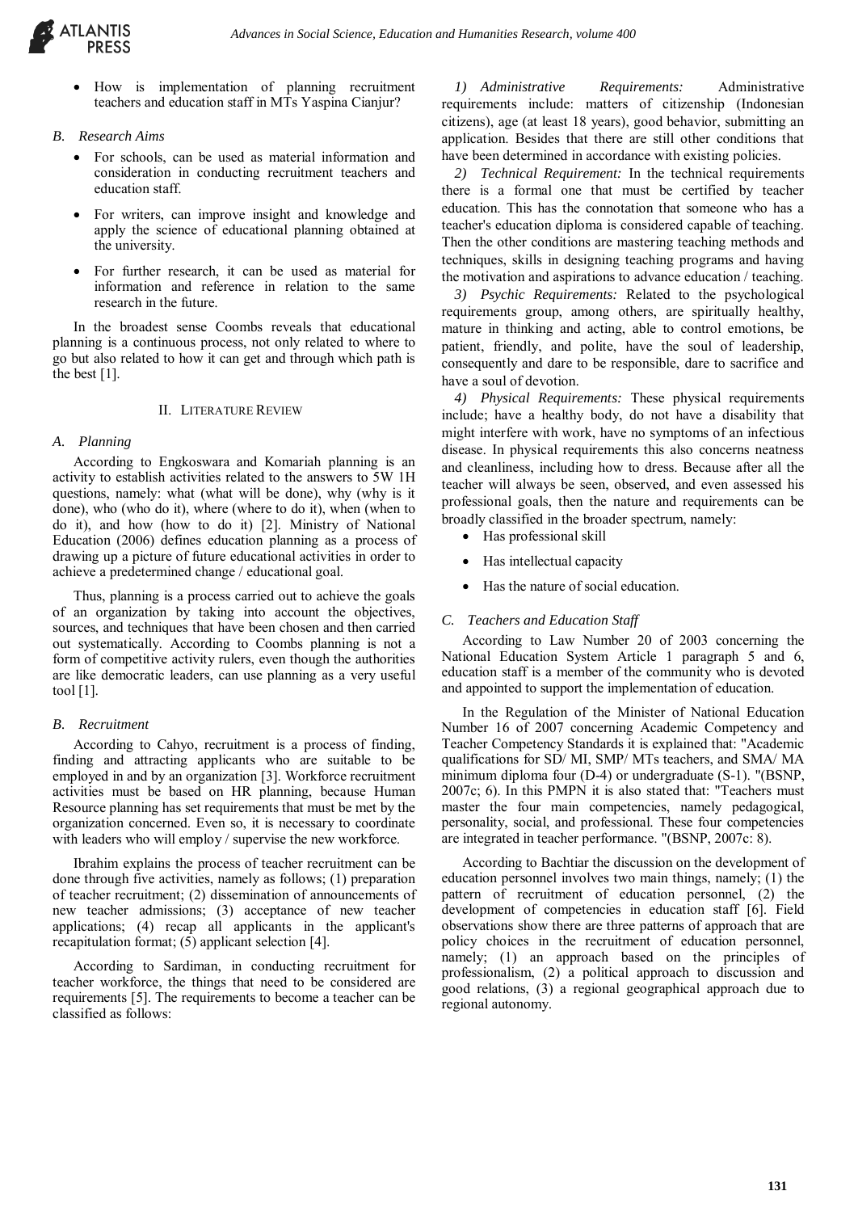- How is implementation of planning recruitment teachers and education staff in MTs Yaspina Cianjur?

### B. Research Aims

- For schools, can be used as material information and consideration in conducting recruitment teachers and education staff.
- For writers, can improve insight and knowledge and apply the science of educational planning obtained at the university.
- For further research, it can be used as material for information and reference in relation to the same research in the future.

In the broadest sense Coombs reveals that educational planning is a continuous process, not only related to where to go but also related to how it can get and through which path is the best [1].

## II. Literature Review

### A. Planning

According to Engkoswara and Komariah planning is an activity to establish activities related to the answers to 5W 1H questions, namely: what (what will be done), why (why is it done), who (who do it), where (where to do it), when (when to do it), and how (how to do it) [2]. Ministry of National Education (2006) defines education planning as a process of drawing up a picture of future educational activities in order to achieve a predetermined change / educational goal.

Thus, planning is a process carried out to achieve the goals of an organization by taking into account the objectives, sources, and techniques that have been chosen and then carried out systematically. According to Coombs planning is not a form of competitive activity rulers, even though the authorities are like democratic leaders, can use planning as a very useful tool [1].

### B. Recruitment

According to Cahyo, recruitment is a process of finding, finding and attracting applicants who are suitable to be employed in and by an organization [3]. Workforce recruitment activities must be based on HR planning, because Human Resource planning has set requirements that must be met by the organization concerned. Even so, it is necessary to coordinate with leaders who will employ / supervise the new workforce.

Ibrahim explains the process of teacher recruitment can be done through five activities, namely as follows; (1) preparation of teacher recruitment; (2) dissemination of announcements of new teacher admissions; (3) acceptance of new teacher applications; (4) recap all applicants in the applicant's recapitulation format; (5) applicant selection [4].

According to Sardiman, in conducting recruitment for teacher workforce, the things that need to be considered are requirements [5]. The requirements to become a teacher can be classified as follows:

*1) Administrative Requirements:* Administrative requirements include: matters of citizenship (Indonesian citizens), age (at least 18 years), good behavior, submitting an application. Besides that there are still other conditions that have been determined in accordance with existing policies.

*2) Technical Requirement:* In the technical requirements there is a formal one that must be certified by teacher education. This has the connotation that someone who has a teacher's education diploma is considered capable of teaching. Then the other conditions are mastering teaching methods and techniques, skills in designing teaching programs and having the motivation and aspirations to advance education / teaching.

*3) Psychic Requirements:* Related to the psychological requirements group, among others, are spiritually healthy, mature in thinking and acting, able to control emotions, be patient, friendly, and polite, have the soul of leadership, consequently and dare to be responsible, dare to sacrifice and have a soul of devotion.

*4) Physical Requirements:* These physical requirements include; have a healthy body, do not have a disability that might interfere with work, have no symptoms of an infectious disease. In physical requirements this also concerns neatness and cleanliness, including how to dress. Because after all the teacher will always be seen, observed, and even assessed his professional goals, then the nature and requirements can be broadly classified in the broader spectrum, namely:

- Has professional skill
- Has intellectual capacity
- Has the nature of social education.

### C. Teachers and Education Staff

According to Law Number 20 of 2003 concerning the National Education System Article 1 paragraph 5 and 6, education staff is a member of the community who is devoted and appointed to support the implementation of education.

In the Regulation of the Minister of National Education Number 16 of 2007 concerning Academic Competency and Teacher Competency Standards it is explained that: "Academic qualifications for SD/ MI, SMP/ MTs teachers, and SMA/ MA minimum diploma four (D-4) or undergraduate (S-1). "(BSNP, 2007c; 6). In this PMPN it is also stated that: "Teachers must master the four main competencies, namely pedagogical, personality, social, and professional. These four competencies are integrated in teacher performance. "(BSNP, 2007c: 8).

According to Bachtiar the discussion on the development of education personnel involves two main things, namely; (1) the pattern of recruitment of education personnel, (2) the development of competencies in education staff [6]. Field observations show there are three patterns of approach that are policy choices in the recruitment of education personnel, namely; (1) an approach based on the principles of professionalism, (2) a political approach to discussion and good relations, (3) a regional geographical approach due to regional autonomy.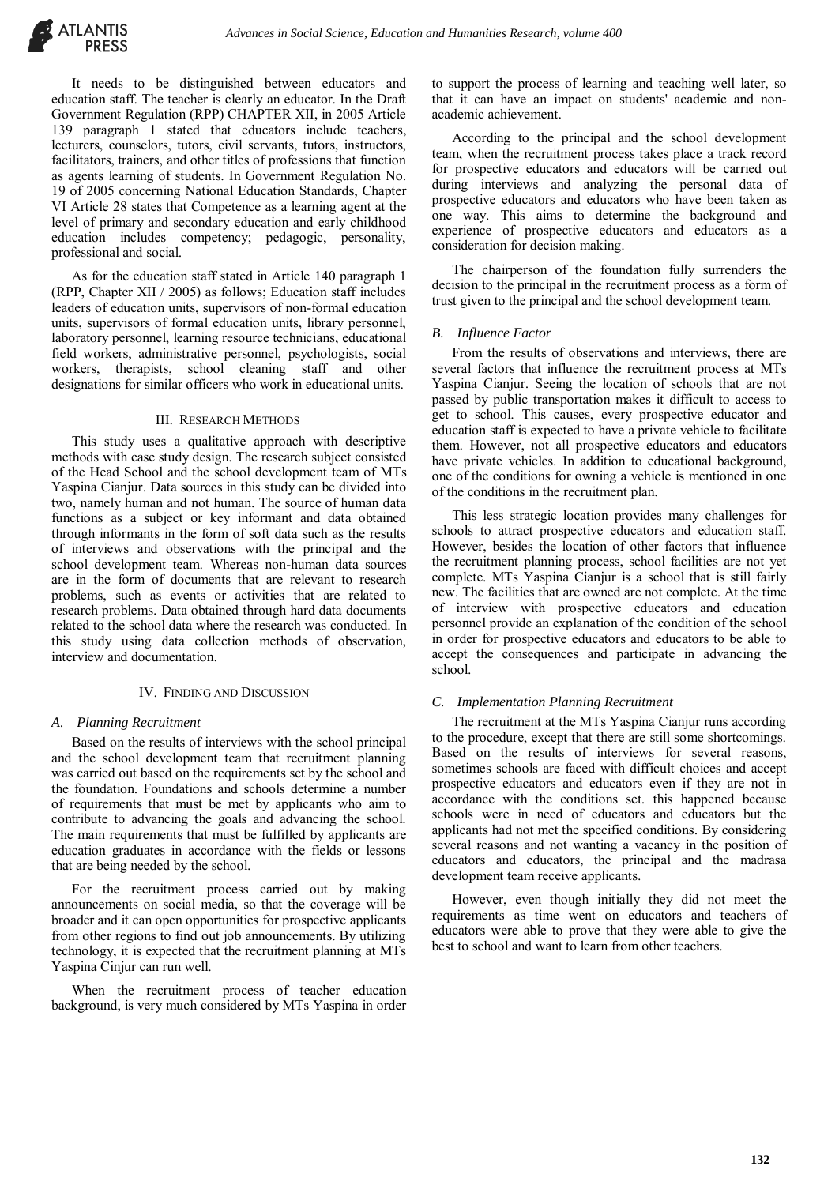It needs to be distinguished between educators and education staff. The teacher is clearly an educator. In the Draft Government Regulation (RPP) CHAPTER XII, in 2005 Article 139 paragraph 1 stated that educators include teachers, lecturers, counselors, tutors, civil servants, tutors, instructors, facilitators, trainers, and other titles of professions that function as agents learning of students. In Government Regulation No. 19 of 2005 concerning National Education Standards, Chapter VI Article 28 states that Competence as a learning agent at the level of primary and secondary education and early childhood education includes competency; pedagogic, personality, professional and social.

As for the education staff stated in Article 140 paragraph 1 (RPP, Chapter XII / 2005) as follows; Education staff includes leaders of education units, supervisors of non-formal education units, supervisors of formal education units, library personnel, laboratory personnel, learning resource technicians, educational field workers, administrative personnel, psychologists, social workers, therapists, school cleaning staff and other designations for similar officers who work in educational units.

## III. Research Methods

This study uses a qualitative approach with descriptive methods with case study design. The research subject consisted of the Head School and the school development team of MTs Yaspina Cianjur. Data sources in this study can be divided into two, namely human and not human. The source of human data functions as a subject or key informant and data obtained through informants in the form of soft data such as the results of interviews and observations with the principal and the school development team. Whereas non-human data sources are in the form of documents that are relevant to research problems, such as events or activities that are related to research problems. Data obtained through hard data documents related to the school data where the research was conducted. In this study using data collection methods of observation, interview and documentation.

## IV. Finding and Discussion

### *A. Planning Recruitment*

Based on the results of interviews with the school principal and the school development team that recruitment planning was carried out based on the requirements set by the school and the foundation. Foundations and schools determine a number of requirements that must be met by applicants who aim to contribute to advancing the goals and advancing the school. The main requirements that must be fulfilled by applicants are education graduates in accordance with the fields or lessons that are being needed by the school.

For the recruitment process carried out by making announcements on social media, so that the coverage will be broader and it can open opportunities for prospective applicants from other regions to find out job announcements. By utilizing technology, it is expected that the recruitment planning at MTs Yaspina Cinjur can run well.

When the recruitment process of teacher education background, is very much considered by MTs Yaspina in order to support the process of learning and teaching well later, so that it can have an impact on students' academic and non-academic achievement.

According to the principal and the school development team, when the recruitment process takes place a track record for prospective educators and educators will be carried out during interviews and analyzing the personal data of prospective educators and educators who have been taken as one way. This aims to determine the background and experience of prospective educators and educators as a consideration for decision making.

The chairperson of the foundation fully surrenders the decision to the principal in the recruitment process as a form of trust given to the principal and the school development team.

### *B. Influence Factor*

From the results of observations and interviews, there are several factors that influence the recruitment process at MTs Yaspina Cianjur. Seeing the location of schools that are not passed by public transportation makes it difficult to access to get to school. This causes, every prospective educator and education staff is expected to have a private vehicle to facilitate them. However, not all prospective educators and educators have private vehicles. In addition to educational background, one of the conditions for owning a vehicle is mentioned in one of the conditions in the recruitment plan.

This less strategic location provides many challenges for schools to attract prospective educators and education staff. However, besides the location of other factors that influence the recruitment planning process, school facilities are not yet complete. MTs Yaspina Cianjur is a school that is still fairly new. The facilities that are owned are not complete. At the time of interview with prospective educators and education personnel provide an explanation of the condition of the school in order for prospective educators and educators to be able to accept the consequences and participate in advancing the school.

### *C. Implementation Planning Recruitment*

The recruitment at the MTs Yaspina Cianjur runs according to the procedure, except that there are still some shortcomings. Based on the results of interviews for several reasons, sometimes schools are faced with difficult choices and accept prospective educators and educators even if they are not in accordance with the conditions set. this happened because schools were in need of educators and educators but the applicants had not met the specified conditions. By considering several reasons and not wanting a vacancy in the position of educators and educators, the principal and the madrasa development team receive applicants.

However, even though initially they did not meet the requirements as time went on educators and teachers of educators were able to prove that they were able to give the best to school and want to learn from other teachers.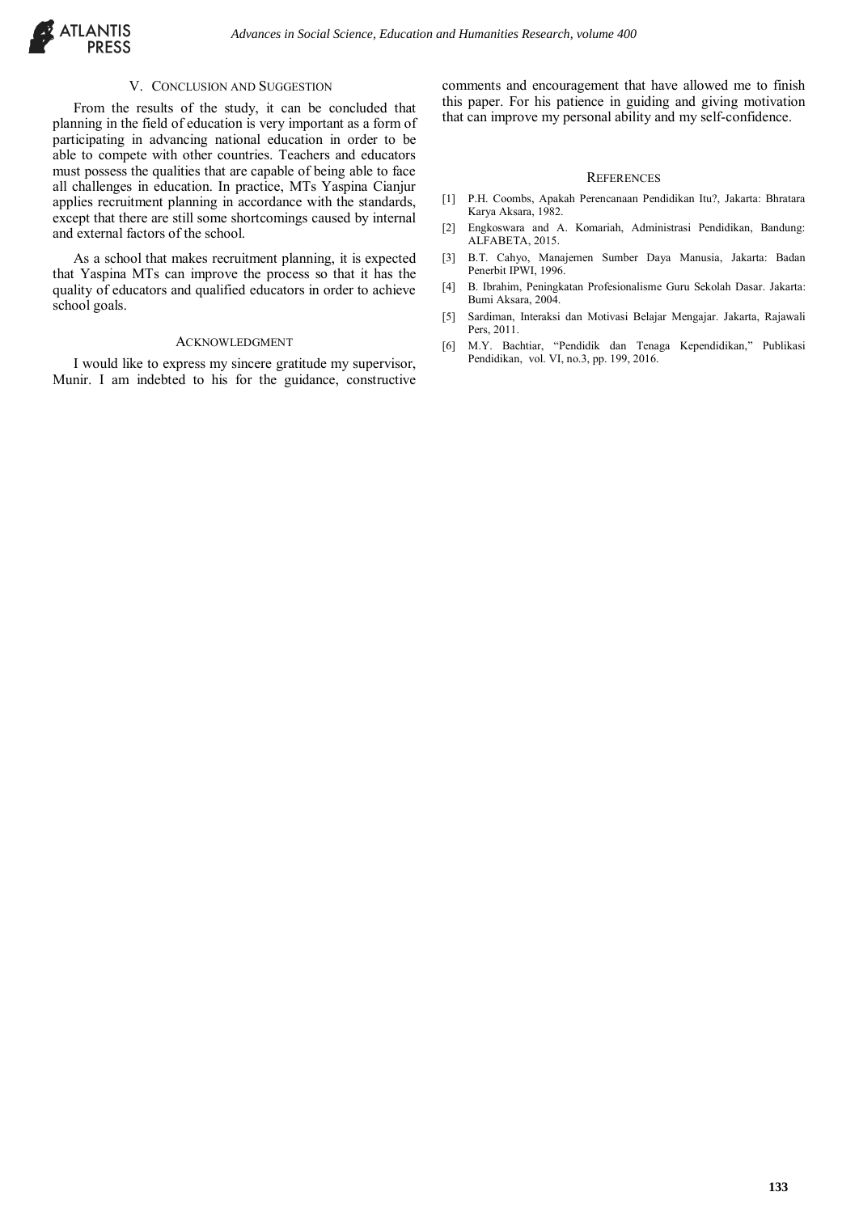## V. Conclusion and Suggestion

From the results of the study, it can be concluded that planning in the field of education is very important as a form of participating in advancing national education in order to be able to compete with other countries. Teachers and educators must possess the qualities that are capable of being able to face all challenges in education. In practice, MTs Yaspina Cianjur applies recruitment planning in accordance with the standards, except that there are still some shortcomings caused by internal and external factors of the school.

As a school that makes recruitment planning, it is expected that Yaspina MTs can improve the process so that it has the quality of educators and qualified educators in order to achieve school goals.

## Acknowledgment

I would like to express my sincere gratitude my supervisor, Munir. I am indebted to his for the guidance, constructive comments and encouragement that have allowed me to finish this paper. For his patience in guiding and giving motivation that can improve my personal ability and my self-confidence.

## References

[1] P.H. Coombs, Apakah Perencanaan Pendidikan Itu?, Jakarta: Bhratara Karya Aksara, 1982.

[2] Engkoswara and A. Komariah, Administrasi Pendidikan, Bandung: ALFABETA, 2015.

[3] B.T. Cahyo, Manajemen Sumber Daya Manusia, Jakarta: Badan Penerbit IPWI, 1996.

[4] B. Ibrahim, Peningkatan Profesionalisme Guru Sekolah Dasar. Jakarta: Bumi Aksara, 2004.

[5] Sardiman, Interaksi dan Motivasi Belajar Mengajar. Jakarta, Rajawali Pers, 2011.

[6] M.Y. Bachtiar, "Pendidik dan Tenaga Kependidikan," Publikasi Pendidikan, vol. VI, no.3, pp. 199, 2016.